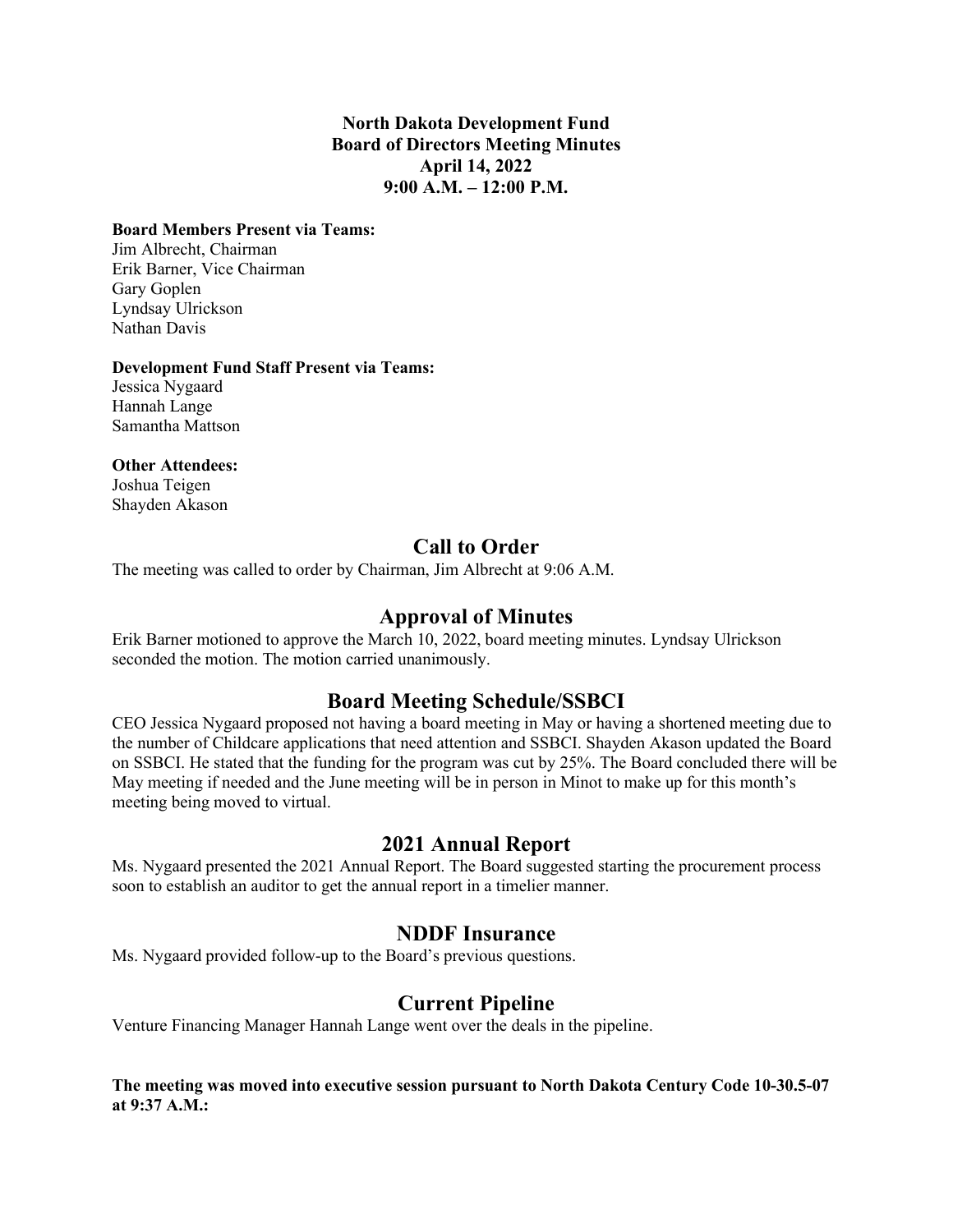**North Dakota Development Fund**
**Board of Directors Meeting Minutes**
**April 14, 2022**
**9:00 A.M. – 12:00 P.M.**

**Board Members Present via Teams:**
Jim Albrecht, Chairman
Erik Barner, Vice Chairman
Gary Goplen
Lyndsay Ulrickson
Nathan Davis

**Development Fund Staff Present via Teams:**
Jessica Nygaard
Hannah Lange
Samantha Mattson

**Other Attendees:**
Joshua Teigen
Shayden Akason

## Call to Order

The meeting was called to order by Chairman, Jim Albrecht at 9:06 A.M.

## Approval of Minutes

Erik Barner motioned to approve the March 10, 2022, board meeting minutes. Lyndsay Ulrickson seconded the motion. The motion carried unanimously.

## Board Meeting Schedule/SSBCI

CEO Jessica Nygaard proposed not having a board meeting in May or having a shortened meeting due to the number of Childcare applications that need attention and SSBCI. Shayden Akason updated the Board on SSBCI. He stated that the funding for the program was cut by 25%. The Board concluded there will be May meeting if needed and the June meeting will be in person in Minot to make up for this month's meeting being moved to virtual.

## 2021 Annual Report

Ms. Nygaard presented the 2021 Annual Report. The Board suggested starting the procurement process soon to establish an auditor to get the annual report in a timelier manner.

## NDDF Insurance

Ms. Nygaard provided follow-up to the Board's previous questions.

## Current Pipeline

Venture Financing Manager Hannah Lange went over the deals in the pipeline.

**The meeting was moved into executive session pursuant to North Dakota Century Code 10-30.5-07 at 9:37 A.M.:**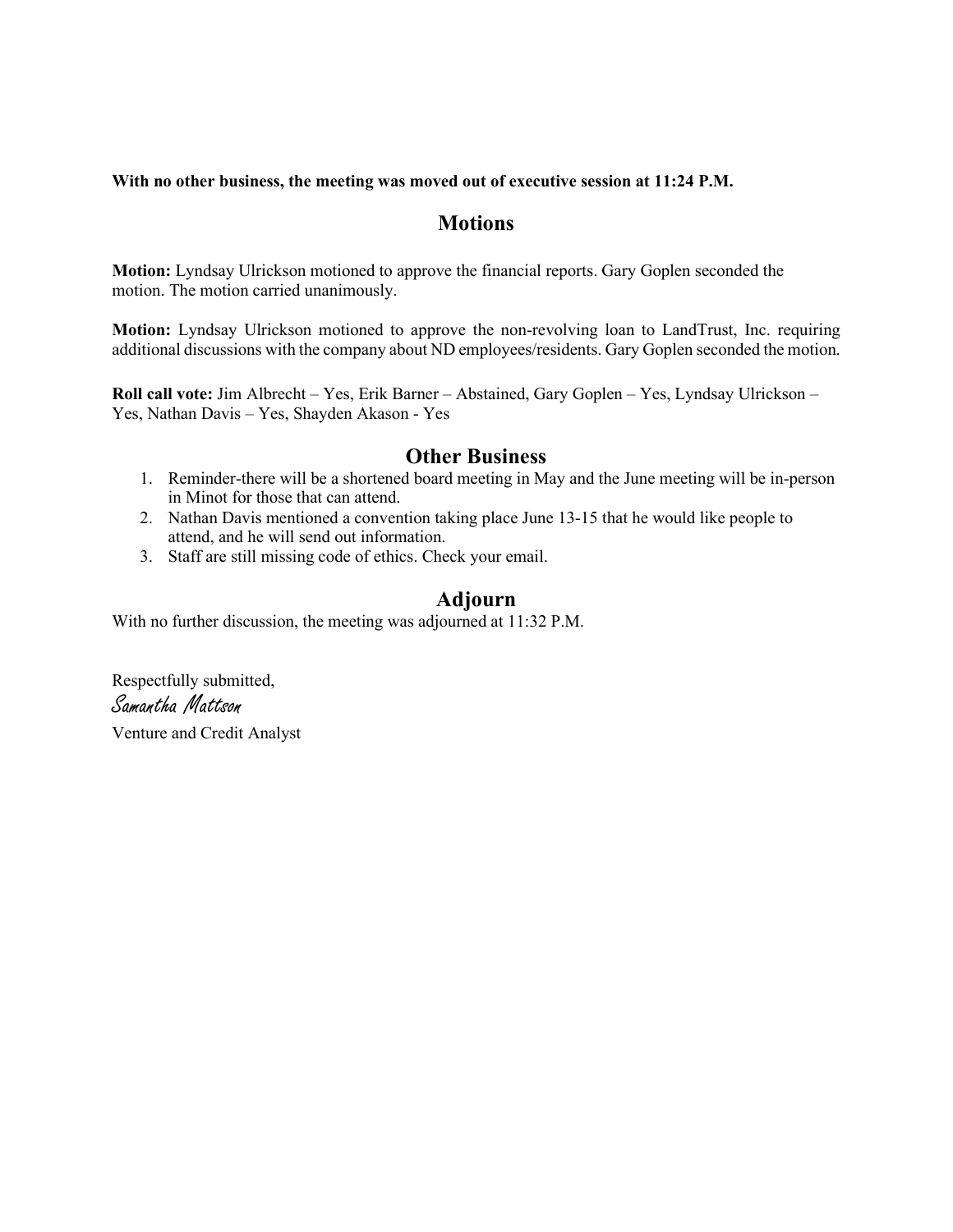**With no other business, the meeting was moved out of executive session at 11:24 P.M.**

## Motions

**Motion:** Lyndsay Ulrickson motioned to approve the financial reports. Gary Goplen seconded the motion. The motion carried unanimously.

**Motion:** Lyndsay Ulrickson motioned to approve the non-revolving loan to LandTrust, Inc. requiring additional discussions with the company about ND employees/residents. Gary Goplen seconded the motion.

**Roll call vote:** Jim Albrecht – Yes, Erik Barner – Abstained, Gary Goplen – Yes, Lyndsay Ulrickson – Yes, Nathan Davis – Yes, Shayden Akason - Yes

## Other Business

1. Reminder-there will be a shortened board meeting in May and the June meeting will be in-person in Minot for those that can attend.
2. Nathan Davis mentioned a convention taking place June 13-15 that he would like people to attend, and he will send out information.
3. Staff are still missing code of ethics. Check your email.

## Adjourn

With no further discussion, the meeting was adjourned at 11:32 P.M.

Respectfully submitted,

*Samantha Mattson*

Venture and Credit Analyst